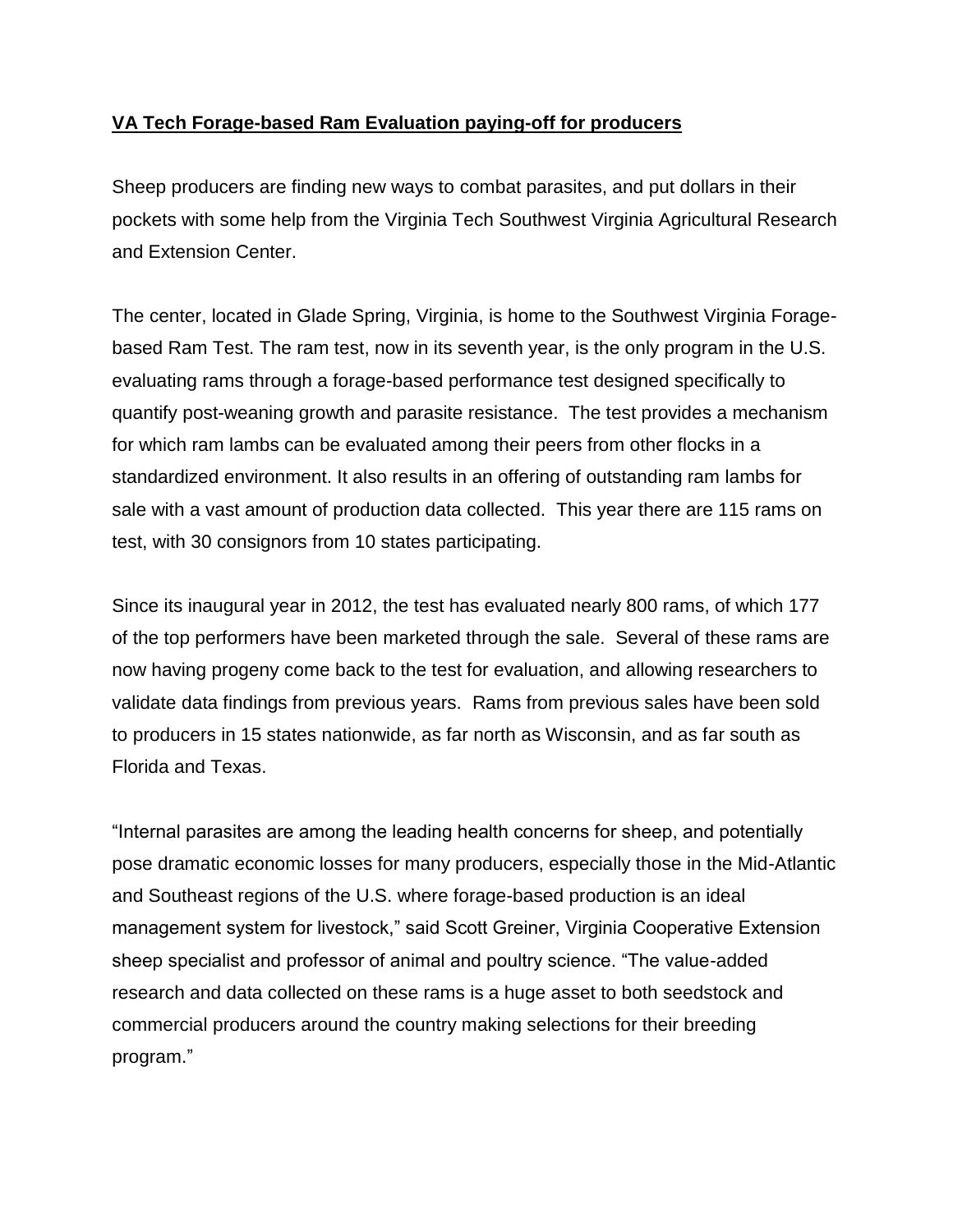**VA Tech Forage-based Ram Evaluation paying-off for producers**

Sheep producers are finding new ways to combat parasites, and put dollars in their pockets with some help from the Virginia Tech Southwest Virginia Agricultural Research and Extension Center.

The center, located in Glade Spring, Virginia, is home to the Southwest Virginia Forage-based Ram Test. The ram test, now in its seventh year, is the only program in the U.S. evaluating rams through a forage-based performance test designed specifically to quantify post-weaning growth and parasite resistance. The test provides a mechanism for which ram lambs can be evaluated among their peers from other flocks in a standardized environment. It also results in an offering of outstanding ram lambs for sale with a vast amount of production data collected. This year there are 115 rams on test, with 30 consignors from 10 states participating.

Since its inaugural year in 2012, the test has evaluated nearly 800 rams, of which 177 of the top performers have been marketed through the sale. Several of these rams are now having progeny come back to the test for evaluation, and allowing researchers to validate data findings from previous years. Rams from previous sales have been sold to producers in 15 states nationwide, as far north as Wisconsin, and as far south as Florida and Texas.

"Internal parasites are among the leading health concerns for sheep, and potentially pose dramatic economic losses for many producers, especially those in the Mid-Atlantic and Southeast regions of the U.S. where forage-based production is an ideal management system for livestock," said Scott Greiner, Virginia Cooperative Extension sheep specialist and professor of animal and poultry science. "The value-added research and data collected on these rams is a huge asset to both seedstock and commercial producers around the country making selections for their breeding program."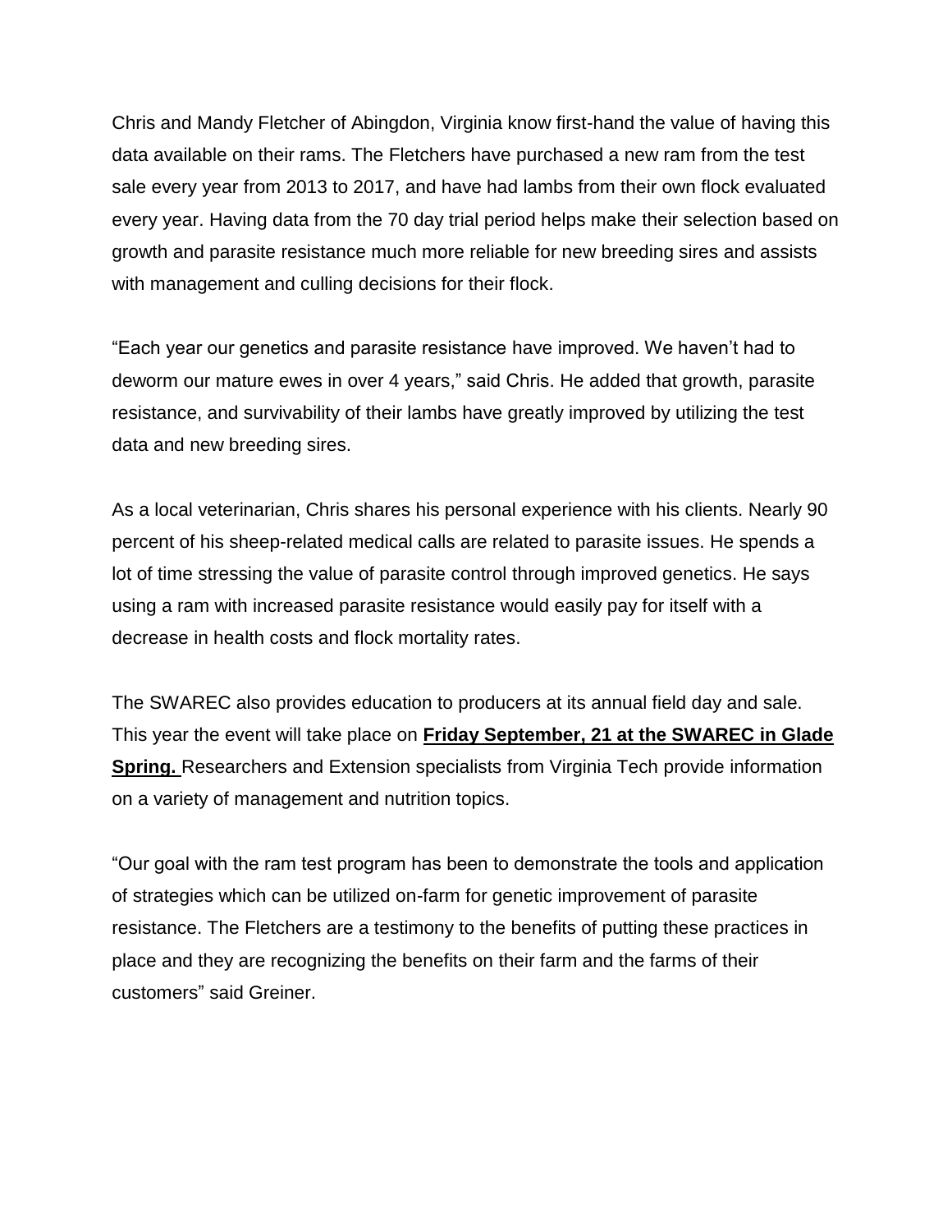Chris and Mandy Fletcher of Abingdon, Virginia know first-hand the value of having this data available on their rams. The Fletchers have purchased a new ram from the test sale every year from 2013 to 2017, and have had lambs from their own flock evaluated every year. Having data from the 70 day trial period helps make their selection based on growth and parasite resistance much more reliable for new breeding sires and assists with management and culling decisions for their flock.

"Each year our genetics and parasite resistance have improved. We haven't had to deworm our mature ewes in over 4 years," said Chris. He added that growth, parasite resistance, and survivability of their lambs have greatly improved by utilizing the test data and new breeding sires.

As a local veterinarian, Chris shares his personal experience with his clients. Nearly 90 percent of his sheep-related medical calls are related to parasite issues. He spends a lot of time stressing the value of parasite control through improved genetics. He says using a ram with increased parasite resistance would easily pay for itself with a decrease in health costs and flock mortality rates.

The SWAREC also provides education to producers at its annual field day and sale. This year the event will take place on **Friday September, 21 at the SWAREC in Glade Spring.** Researchers and Extension specialists from Virginia Tech provide information on a variety of management and nutrition topics.

"Our goal with the ram test program has been to demonstrate the tools and application of strategies which can be utilized on-farm for genetic improvement of parasite resistance. The Fletchers are a testimony to the benefits of putting these practices in place and they are recognizing the benefits on their farm and the farms of their customers" said Greiner.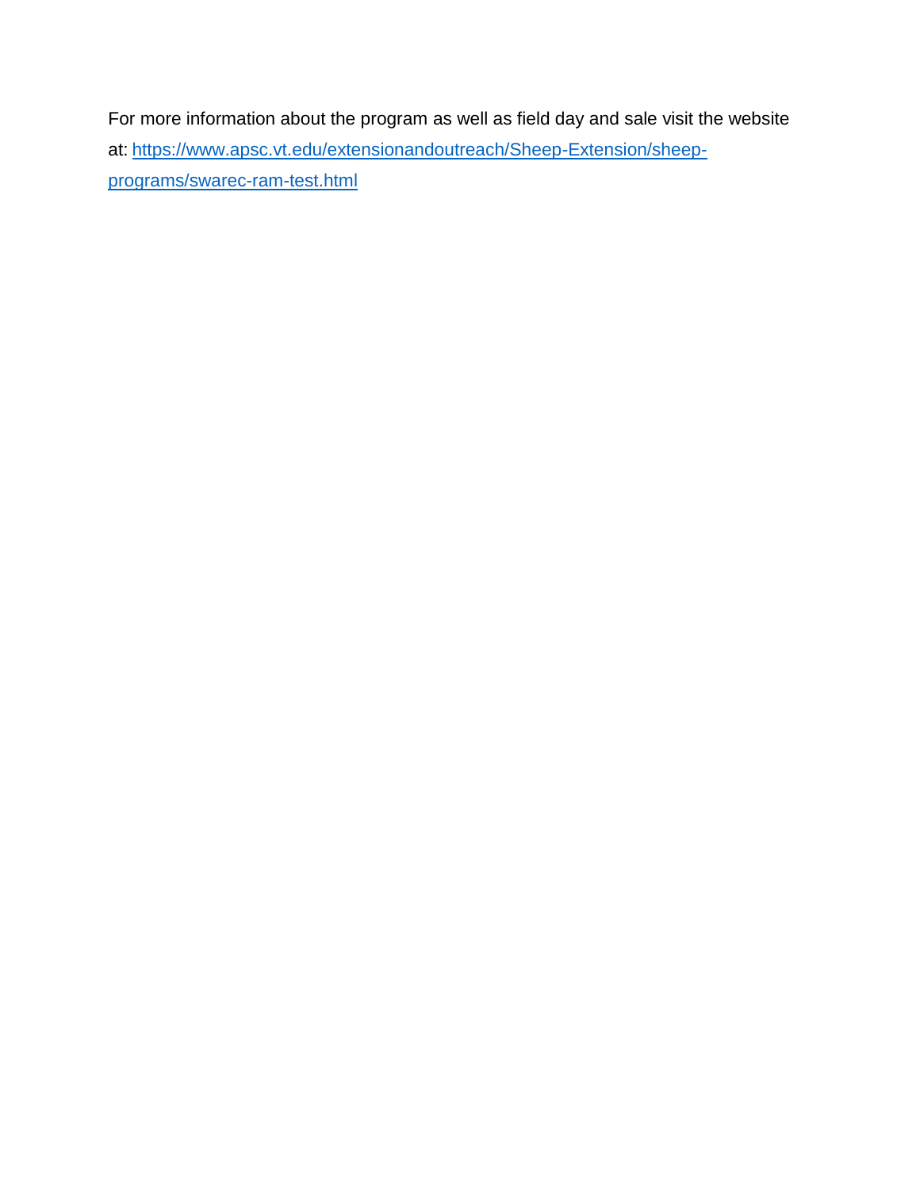For more information about the program as well as field day and sale visit the website at: [https://www.apsc.vt.edu/extensionandoutreach/Sheep-Extension/sheep-programs/swarec-ram-test.html](https://www.apsc.vt.edu/extensionandoutreach/Sheep-Extension/sheep-programs/swarec-ram-test.html)